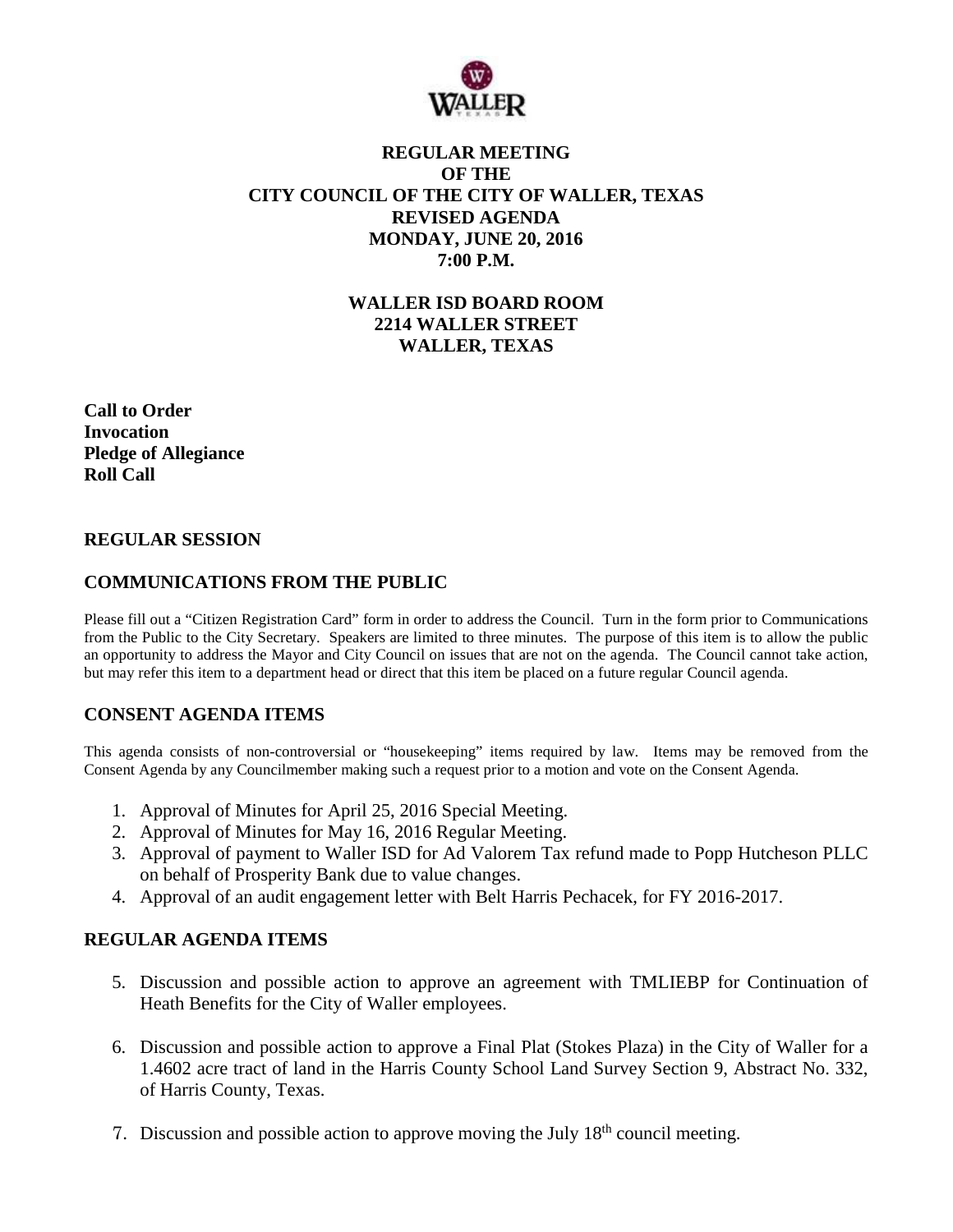# REGULAR MEETING
# OF THE
# CITY COUNCIL OF THE CITY OF WALLER, TEXAS
# REVISED AGENDA
# MONDAY, JUNE 20, 2016
# 7:00 P.M.

**WALLER ISD BOARD ROOM**
**2214 WALLER STREET**
**WALLER, TEXAS**

**Call to Order**
**Invocation**
**Pledge of Allegiance**
**Roll Call**

## REGULAR SESSION

## COMMUNICATIONS FROM THE PUBLIC

Please fill out a "Citizen Registration Card" form in order to address the Council. Turn in the form prior to Communications from the Public to the City Secretary. Speakers are limited to three minutes. The purpose of this item is to allow the public an opportunity to address the Mayor and City Council on issues that are not on the agenda. The Council cannot take action, but may refer this item to a department head or direct that this item be placed on a future regular Council agenda.

## CONSENT AGENDA ITEMS

This agenda consists of non-controversial or "housekeeping" items required by law. Items may be removed from the Consent Agenda by any Councilmember making such a request prior to a motion and vote on the Consent Agenda.

1. Approval of Minutes for April 25, 2016 Special Meeting.
2. Approval of Minutes for May 16, 2016 Regular Meeting.
3. Approval of payment to Waller ISD for Ad Valorem Tax refund made to Popp Hutcheson PLLC on behalf of Prosperity Bank due to value changes.
4. Approval of an audit engagement letter with Belt Harris Pechacek, for FY 2016-2017.

## REGULAR AGENDA ITEMS

5. Discussion and possible action to approve an agreement with TMLIEBP for Continuation of Heath Benefits for the City of Waller employees.

6. Discussion and possible action to approve a Final Plat (Stokes Plaza) in the City of Waller for a 1.4602 acre tract of land in the Harris County School Land Survey Section 9, Abstract No. 332, of Harris County, Texas.

7. Discussion and possible action to approve moving the July 18th council meeting.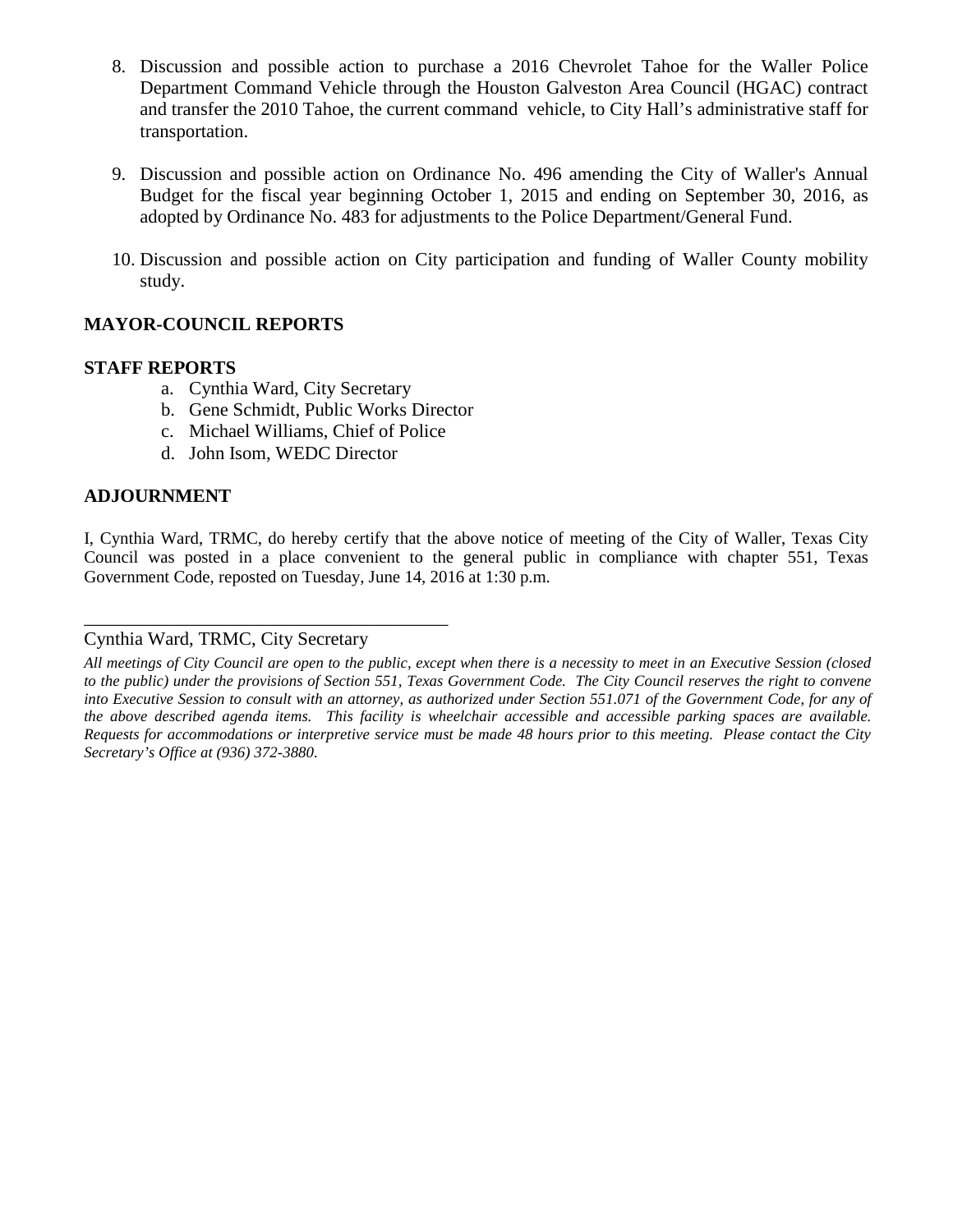8. Discussion and possible action to purchase a 2016 Chevrolet Tahoe for the Waller Police Department Command Vehicle through the Houston Galveston Area Council (HGAC) contract and transfer the 2010 Tahoe, the current command vehicle, to City Hall's administrative staff for transportation.

9. Discussion and possible action on Ordinance No. 496 amending the City of Waller's Annual Budget for the fiscal year beginning October 1, 2015 and ending on September 30, 2016, as adopted by Ordinance No. 483 for adjustments to the Police Department/General Fund.

10. Discussion and possible action on City participation and funding of Waller County mobility study.

**MAYOR-COUNCIL REPORTS**

**STAFF REPORTS**

a. Cynthia Ward, City Secretary
b. Gene Schmidt, Public Works Director
c. Michael Williams, Chief of Police
d. John Isom, WEDC Director

**ADJOURNMENT**

I, Cynthia Ward, TRMC, do hereby certify that the above notice of meeting of the City of Waller, Texas City Council was posted in a place convenient to the general public in compliance with chapter 551, Texas Government Code, reposted on Tuesday, June 14, 2016 at 1:30 p.m.

\_\_\_\_\_\_\_\_\_\_\_\_\_\_\_\_\_\_\_\_\_\_\_\_\_\_\_\_\_\_\_\_\_\_\_\_\_\_\_\_

Cynthia Ward, TRMC, City Secretary

*All meetings of City Council are open to the public, except when there is a necessity to meet in an Executive Session (closed to the public) under the provisions of Section 551, Texas Government Code. The City Council reserves the right to convene into Executive Session to consult with an attorney, as authorized under Section 551.071 of the Government Code, for any of the above described agenda items. This facility is wheelchair accessible and accessible parking spaces are available. Requests for accommodations or interpretive service must be made 48 hours prior to this meeting. Please contact the City Secretary's Office at (936) 372-3880.*